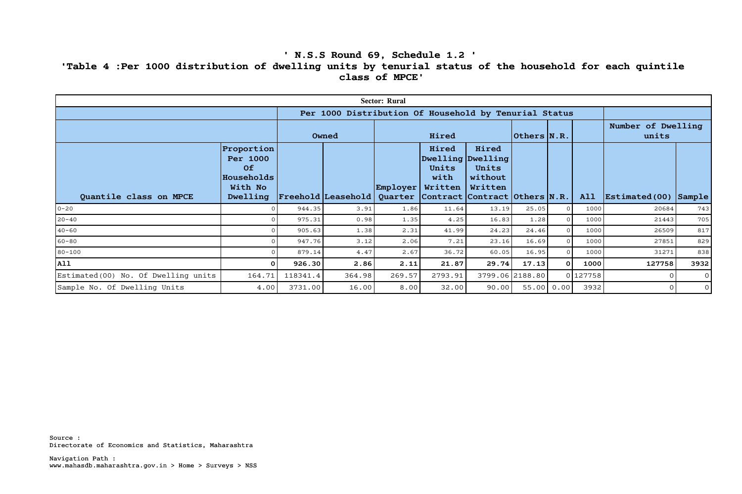# ' N.S.S Round 69, Schedule 1.2 '

## 'Table 4 :Per 1000 distribution of dwelling units by tenurial status of the household for each quintile class of MPCE'

| Sector: Rural | | | | | | | | | | | |
|---|---|---|---|---|---|---|---|---|---|---|---|
| | | Per 1000 Distribution Of Household by Tenurial Status | | | | | | | | | |
| | | Owned | | Hired | | | Others | N.R. | | Number of Dwelling units | |
| Quantile class on MPCE | Proportion Per 1000 Of Households With No Dwelling | Freehold | Leasehold | Employer Quarter | Hired Dwelling Units with Written Contract | Hired Dwelling Units without Written Contract | Others | N.R. | All | Estimated(00) | Sample |
| 0-20 | 0 | 944.35 | 3.91 | 1.86 | 11.64 | 13.19 | 25.05 | 0 | 1000 | 20684 | 743 |
| 20-40 | 0 | 975.31 | 0.98 | 1.35 | 4.25 | 16.83 | 1.28 | 0 | 1000 | 21443 | 705 |
| 40-60 | 0 | 905.63 | 1.38 | 2.31 | 41.99 | 24.23 | 24.46 | 0 | 1000 | 26509 | 817 |
| 60-80 | 0 | 947.76 | 3.12 | 2.06 | 7.21 | 23.16 | 16.69 | 0 | 1000 | 27851 | 829 |
| 80-100 | 0 | 879.14 | 4.47 | 2.67 | 36.72 | 60.05 | 16.95 | 0 | 1000 | 31271 | 838 |
| **All** | **0** | **926.30** | **2.86** | **2.11** | **21.87** | **29.74** | **17.13** | **0** | **1000** | **127758** | **3932** |
| Estimated(00) No. Of Dwelling units | 164.71 | 118341.4 | 364.98 | 269.57 | 2793.91 | 3799.06 | 2188.80 | 0 | 127758 | 0 | 0 |
| Sample No. Of Dwelling Units | 4.00 | 3731.00 | 16.00 | 8.00 | 32.00 | 90.00 | 55.00 | 0.00 | 3932 | 0 | 0 |

Source :
Directorate of Economics and Statistics, Maharashtra

Navigation Path :
www.mahasdb.maharashtra.gov.in > Home > Surveys > NSS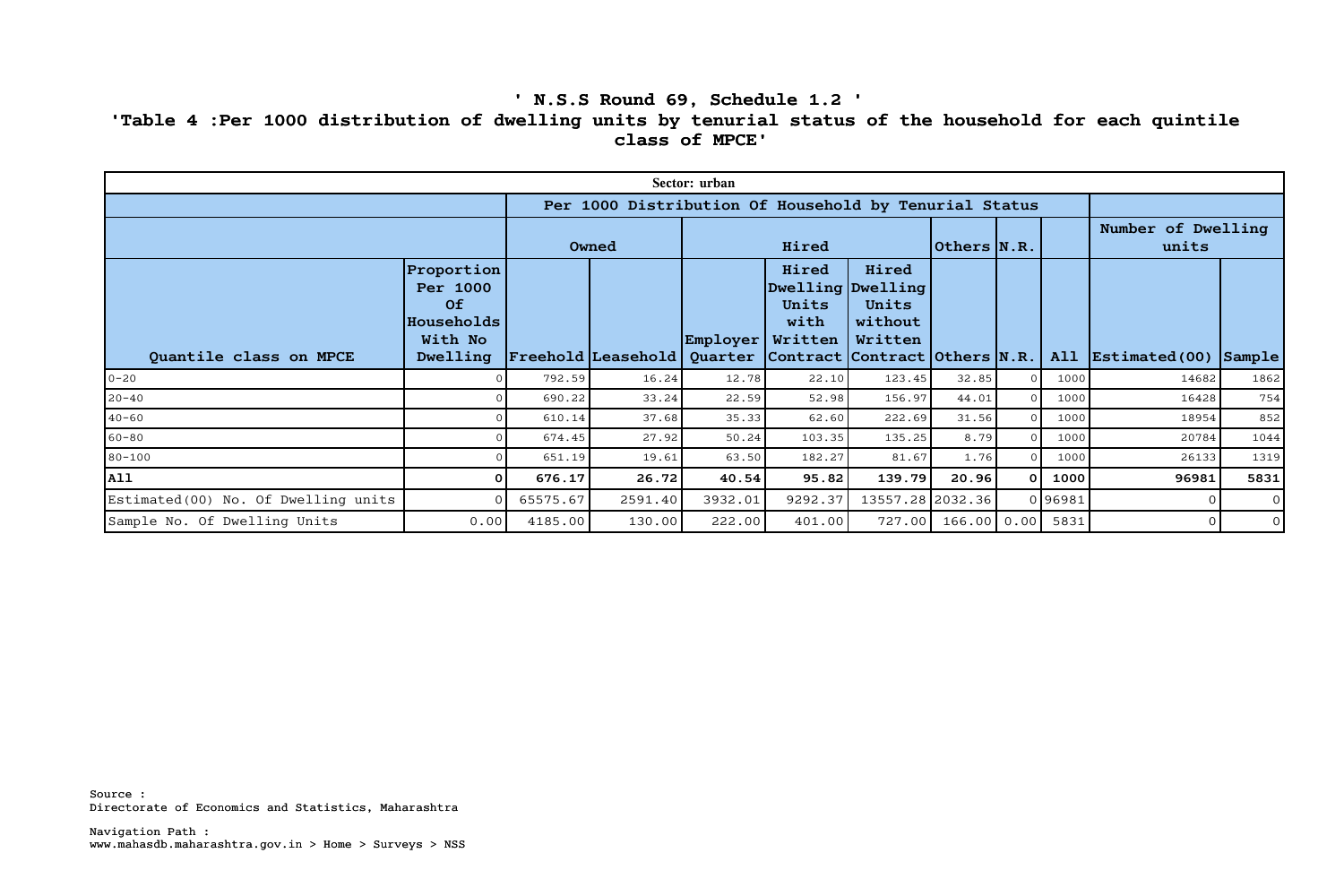# ' N.S.S Round 69, Schedule 1.2 '

## 'Table 4 :Per 1000 distribution of dwelling units by tenurial status of the household for each quintile class of MPCE'

| Sector: urban | | | | | | | | | | | | |
|---|---|---|---|---|---|---|---|---|---|---|---|---|
| | | Per 1000 Distribution Of Household by Tenurial Status | | | | | | | | | | |
| | | Owned | | Hired | | | Others | N.R. | | Number of Dwelling units | |
| Quantile class on MPCE | Proportion Per 1000 Of Households With No Dwelling | Freehold | Leasehold | Employer Quarter | Hired Dwelling Units with Written Contract | Hired Dwelling Units without Written Contract | Others | N.R. | All | Estimated(00) | Sample |
| 0-20 | 0 | 792.59 | 16.24 | 12.78 | 22.10 | 123.45 | 32.85 | 0 | 1000 | 14682 | 1862 |
| 20-40 | 0 | 690.22 | 33.24 | 22.59 | 52.98 | 156.97 | 44.01 | 0 | 1000 | 16428 | 754 |
| 40-60 | 0 | 610.14 | 37.68 | 35.33 | 62.60 | 222.69 | 31.56 | 0 | 1000 | 18954 | 852 |
| 60-80 | 0 | 674.45 | 27.92 | 50.24 | 103.35 | 135.25 | 8.79 | 0 | 1000 | 20784 | 1044 |
| 80-100 | 0 | 651.19 | 19.61 | 63.50 | 182.27 | 81.67 | 1.76 | 0 | 1000 | 26133 | 1319 |
| **All** | **0** | **676.17** | **26.72** | **40.54** | **95.82** | **139.79** | **20.96** | **0** | **1000** | **96981** | **5831** |
| Estimated(00) No. Of Dwelling units | 0 | 65575.67 | 2591.40 | 3932.01 | 9292.37 | 13557.28 | 2032.36 | 0 | 96981 | 0 | 0 |
| Sample No. Of Dwelling Units | 0.00 | 4185.00 | 130.00 | 222.00 | 401.00 | 727.00 | 166.00 | 0.00 | 5831 | 0 | 0 |

Source :
Directorate of Economics and Statistics, Maharashtra

Navigation Path :
www.mahasdb.maharashtra.gov.in > Home > Surveys > NSS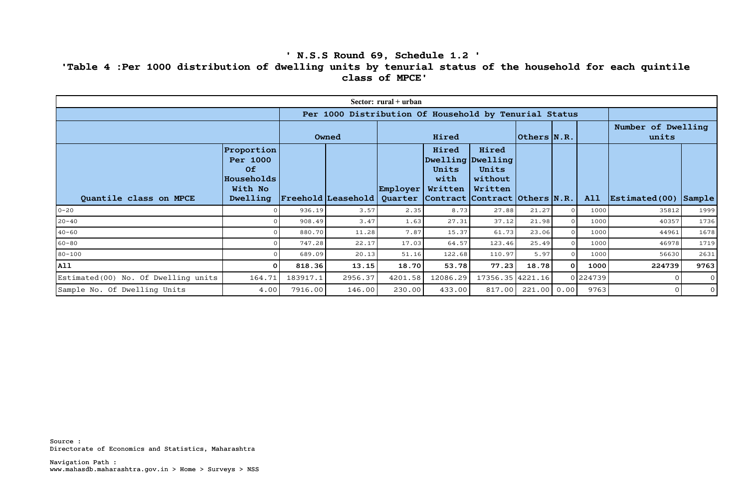# ' N.S.S Round 69, Schedule 1.2 '

## 'Table 4 :Per 1000 distribution of dwelling units by tenurial status of the household for each quintile class of MPCE'

| Sector: rural + urban | | | | | | | | | | | | |
|---|---|---|---|---|---|---|---|---|---|---|---|---|
| | | Per 1000 Distribution Of Household by Tenurial Status | | | | | | | | | | |
| | | Owned | | Hired | | | Others | N.R. | | | Number of Dwelling units | |
| Quantile class on MPCE | Proportion Per 1000 Of Households With No Dwelling | Freehold | Leasehold | Employer Quarter | Hired Dwelling Units with Written Contract | Hired Dwelling Units without Written Contract | Others | N.R. | All | | Estimated(00) | Sample |
| 0-20 | 0 | 936.19 | 3.57 | 2.35 | 8.73 | 27.88 | 21.27 | 0 | 1000 | | 35812 | 1999 |
| 20-40 | 0 | 908.49 | 3.47 | 1.63 | 27.31 | 37.12 | 21.98 | 0 | 1000 | | 40357 | 1736 |
| 40-60 | 0 | 880.70 | 11.28 | 7.87 | 15.37 | 61.73 | 23.06 | 0 | 1000 | | 44961 | 1678 |
| 60-80 | 0 | 747.28 | 22.17 | 17.03 | 64.57 | 123.46 | 25.49 | 0 | 1000 | | 46978 | 1719 |
| 80-100 | 0 | 689.09 | 20.13 | 51.16 | 122.68 | 110.97 | 5.97 | 0 | 1000 | | 56630 | 2631 |
| **All** | **0** | **818.36** | **13.15** | **18.70** | **53.78** | **77.23** | **18.78** | **0** | **1000** | | **224739** | **9763** |
| Estimated(00) No. Of Dwelling units | 164.71 | 183917.1 | 2956.37 | 4201.58 | 12086.29 | 17356.35 | 4221.16 | 0 | 224739 | | 0 | 0 |
| Sample No. Of Dwelling Units | 4.00 | 7916.00 | 146.00 | 230.00 | 433.00 | 817.00 | 221.00 | 0.00 | 9763 | | 0 | 0 |

Source :
Directorate of Economics and Statistics, Maharashtra

Navigation Path :
www.mahasdb.maharashtra.gov.in > Home > Surveys > NSS